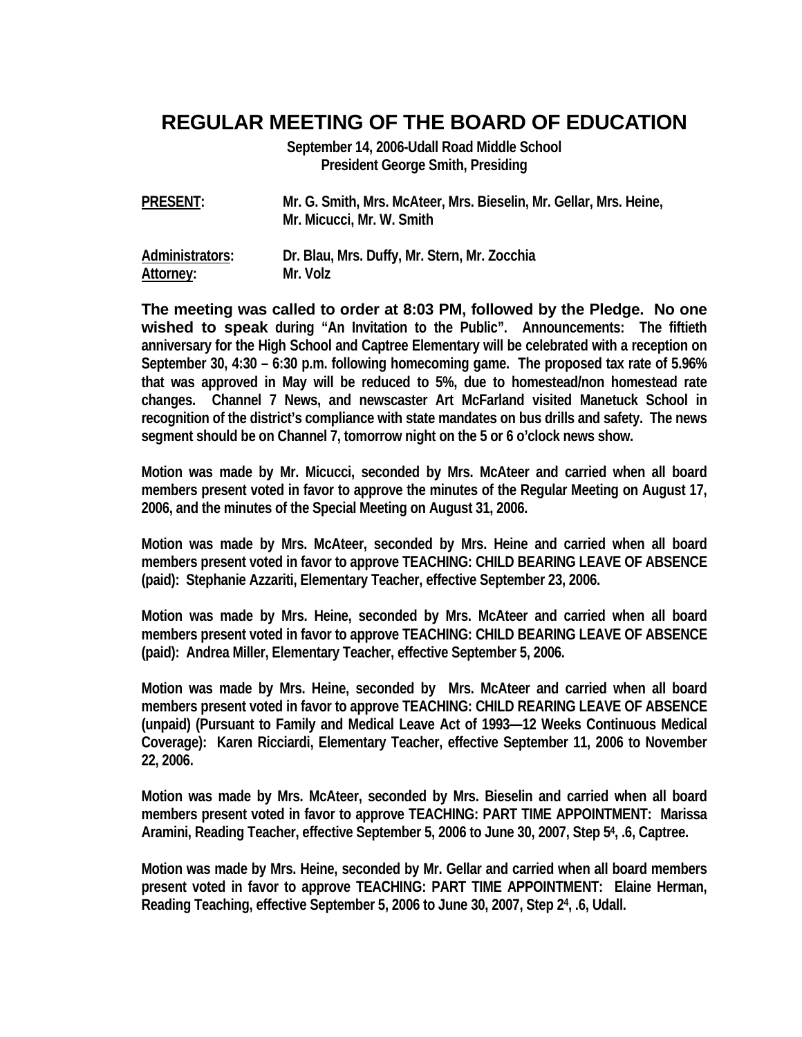# REGULAR MEETING OF THE BOARD OF EDUCATION

**September 14, 2006-Udall Road Middle School**
**President George Smith, Presiding**

**PRESENT:** Mr. G. Smith, Mrs. McAteer, Mrs. Bieselin, Mr. Gellar, Mrs. Heine, Mr. Micucci, Mr. W. Smith

**Administrators:** Dr. Blau, Mrs. Duffy, Mr. Stern, Mr. Zocchia
**Attorney:** Mr. Volz

**The meeting was called to order at 8:03 PM, followed by the Pledge. No one wished to speak during "An Invitation to the Public". Announcements: The fiftieth anniversary for the High School and Captree Elementary will be celebrated with a reception on September 30, 4:30 – 6:30 p.m. following homecoming game. The proposed tax rate of 5.96% that was approved in May will be reduced to 5%, due to homestead/non homestead rate changes. Channel 7 News, and newscaster Art McFarland visited Manetuck School in recognition of the district's compliance with state mandates on bus drills and safety. The news segment should be on Channel 7, tomorrow night on the 5 or 6 o'clock news show.**

**Motion was made by Mr. Micucci, seconded by Mrs. McAteer and carried when all board members present voted in favor to approve the minutes of the Regular Meeting on August 17, 2006, and the minutes of the Special Meeting on August 31, 2006.**

**Motion was made by Mrs. McAteer, seconded by Mrs. Heine and carried when all board members present voted in favor to approve TEACHING: CHILD BEARING LEAVE OF ABSENCE (paid): Stephanie Azzariti, Elementary Teacher, effective September 23, 2006.**

**Motion was made by Mrs. Heine, seconded by Mrs. McAteer and carried when all board members present voted in favor to approve TEACHING: CHILD BEARING LEAVE OF ABSENCE (paid): Andrea Miller, Elementary Teacher, effective September 5, 2006.**

**Motion was made by Mrs. Heine, seconded by Mrs. McAteer and carried when all board members present voted in favor to approve TEACHING: CHILD REARING LEAVE OF ABSENCE (unpaid) (Pursuant to Family and Medical Leave Act of 1993—12 Weeks Continuous Medical Coverage): Karen Ricciardi, Elementary Teacher, effective September 11, 2006 to November 22, 2006.**

**Motion was made by Mrs. McAteer, seconded by Mrs. Bieselin and carried when all board members present voted in favor to approve TEACHING: PART TIME APPOINTMENT: Marissa Aramini, Reading Teacher, effective September 5, 2006 to June 30, 2007, Step 5[4], .6, Captree.**

**Motion was made by Mrs. Heine, seconded by Mr. Gellar and carried when all board members present voted in favor to approve TEACHING: PART TIME APPOINTMENT: Elaine Herman, Reading Teaching, effective September 5, 2006 to June 30, 2007, Step 2[4], .6, Udall.**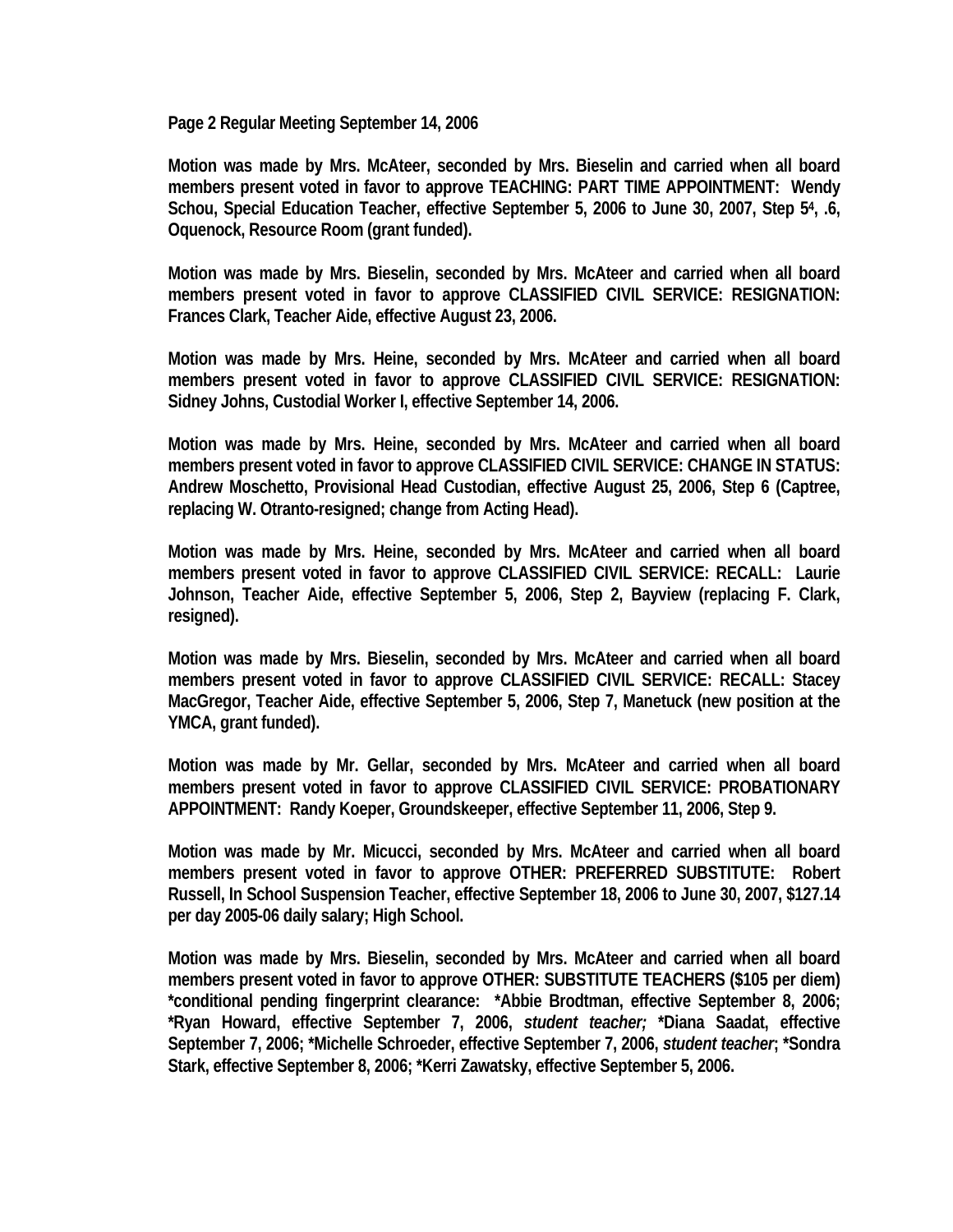**Motion was made by Mrs. McAteer, seconded by Mrs. Bieselin and carried when all board members present voted in favor to approve TEACHING: PART TIME APPOINTMENT: Wendy Schou, Special Education Teacher, effective September 5, 2006 to June 30, 2007, Step 5[4], .6, Oquenock, Resource Room (grant funded).**

**Motion was made by Mrs. Bieselin, seconded by Mrs. McAteer and carried when all board members present voted in favor to approve CLASSIFIED CIVIL SERVICE: RESIGNATION: Frances Clark, Teacher Aide, effective August 23, 2006.**

**Motion was made by Mrs. Heine, seconded by Mrs. McAteer and carried when all board members present voted in favor to approve CLASSIFIED CIVIL SERVICE: RESIGNATION: Sidney Johns, Custodial Worker I, effective September 14, 2006.**

**Motion was made by Mrs. Heine, seconded by Mrs. McAteer and carried when all board members present voted in favor to approve CLASSIFIED CIVIL SERVICE: CHANGE IN STATUS: Andrew Moschetto, Provisional Head Custodian, effective August 25, 2006, Step 6 (Captree, replacing W. Otranto-resigned; change from Acting Head).**

**Motion was made by Mrs. Heine, seconded by Mrs. McAteer and carried when all board members present voted in favor to approve CLASSIFIED CIVIL SERVICE: RECALL: Laurie Johnson, Teacher Aide, effective September 5, 2006, Step 2, Bayview (replacing F. Clark, resigned).**

**Motion was made by Mrs. Bieselin, seconded by Mrs. McAteer and carried when all board members present voted in favor to approve CLASSIFIED CIVIL SERVICE: RECALL: Stacey MacGregor, Teacher Aide, effective September 5, 2006, Step 7, Manetuck (new position at the YMCA, grant funded).**

**Motion was made by Mr. Gellar, seconded by Mrs. McAteer and carried when all board members present voted in favor to approve CLASSIFIED CIVIL SERVICE: PROBATIONARY APPOINTMENT: Randy Koeper, Groundskeeper, effective September 11, 2006, Step 9.**

**Motion was made by Mr. Micucci, seconded by Mrs. McAteer and carried when all board members present voted in favor to approve OTHER: PREFERRED SUBSTITUTE: Robert Russell, In School Suspension Teacher, effective September 18, 2006 to June 30, 2007, $127.14 per day 2005-06 daily salary; High School.**

**Motion was made by Mrs. Bieselin, seconded by Mrs. McAteer and carried when all board members present voted in favor to approve OTHER: SUBSTITUTE TEACHERS ($105 per diem) *conditional pending fingerprint clearance: *Abbie Brodtman, effective September 8, 2006; *Ryan Howard, effective September 7, 2006, *student teacher;* *Diana Saadat, effective September 7, 2006; *Michelle Schroeder, effective September 7, 2006, *student teacher*; *Sondra Stark, effective September 8, 2006; *Kerri Zawatsky, effective September 5, 2006.**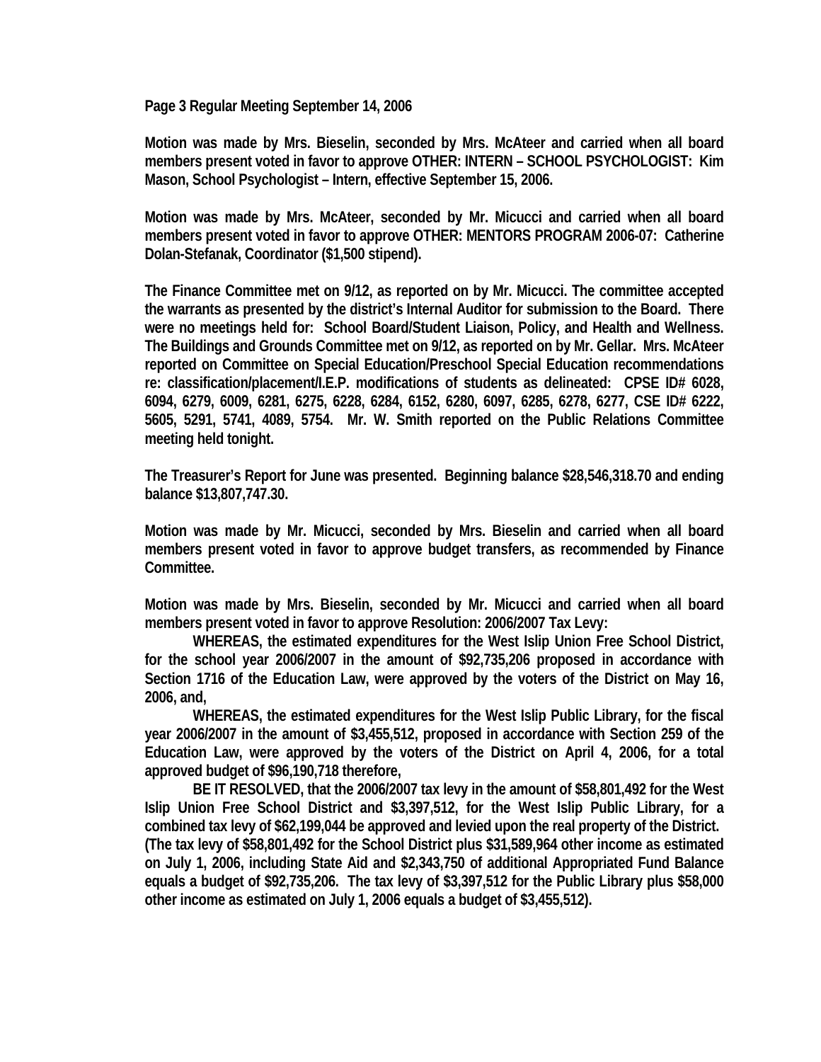**Page 3 Regular Meeting September 14, 2006**

**Motion was made by Mrs. Bieselin, seconded by Mrs. McAteer and carried when all board members present voted in favor to approve OTHER: INTERN – SCHOOL PSYCHOLOGIST: Kim Mason, School Psychologist – Intern, effective September 15, 2006.**

**Motion was made by Mrs. McAteer, seconded by Mr. Micucci and carried when all board members present voted in favor to approve OTHER: MENTORS PROGRAM 2006-07: Catherine Dolan-Stefanak, Coordinator ($1,500 stipend).**

**The Finance Committee met on 9/12, as reported on by Mr. Micucci. The committee accepted the warrants as presented by the district's Internal Auditor for submission to the Board. There were no meetings held for: School Board/Student Liaison, Policy, and Health and Wellness. The Buildings and Grounds Committee met on 9/12, as reported on by Mr. Gellar. Mrs. McAteer reported on Committee on Special Education/Preschool Special Education recommendations re: classification/placement/I.E.P. modifications of students as delineated: CPSE ID# 6028, 6094, 6279, 6009, 6281, 6275, 6228, 6284, 6152, 6280, 6097, 6285, 6278, 6277, CSE ID# 6222, 5605, 5291, 5741, 4089, 5754. Mr. W. Smith reported on the Public Relations Committee meeting held tonight.**

**The Treasurer's Report for June was presented. Beginning balance $28,546,318.70 and ending balance $13,807,747.30.**

**Motion was made by Mr. Micucci, seconded by Mrs. Bieselin and carried when all board members present voted in favor to approve budget transfers, as recommended by Finance Committee.**

**Motion was made by Mrs. Bieselin, seconded by Mr. Micucci and carried when all board members present voted in favor to approve Resolution: 2006/2007 Tax Levy:**

**WHEREAS, the estimated expenditures for the West Islip Union Free School District, for the school year 2006/2007 in the amount of $92,735,206 proposed in accordance with Section 1716 of the Education Law, were approved by the voters of the District on May 16, 2006, and,**

**WHEREAS, the estimated expenditures for the West Islip Public Library, for the fiscal year 2006/2007 in the amount of $3,455,512, proposed in accordance with Section 259 of the Education Law, were approved by the voters of the District on April 4, 2006, for a total approved budget of $96,190,718 therefore,**

**BE IT RESOLVED, that the 2006/2007 tax levy in the amount of $58,801,492 for the West Islip Union Free School District and $3,397,512, for the West Islip Public Library, for a combined tax levy of $62,199,044 be approved and levied upon the real property of the District. (The tax levy of $58,801,492 for the School District plus $31,589,964 other income as estimated on July 1, 2006, including State Aid and $2,343,750 of additional Appropriated Fund Balance equals a budget of $92,735,206. The tax levy of $3,397,512 for the Public Library plus $58,000 other income as estimated on July 1, 2006 equals a budget of $3,455,512).**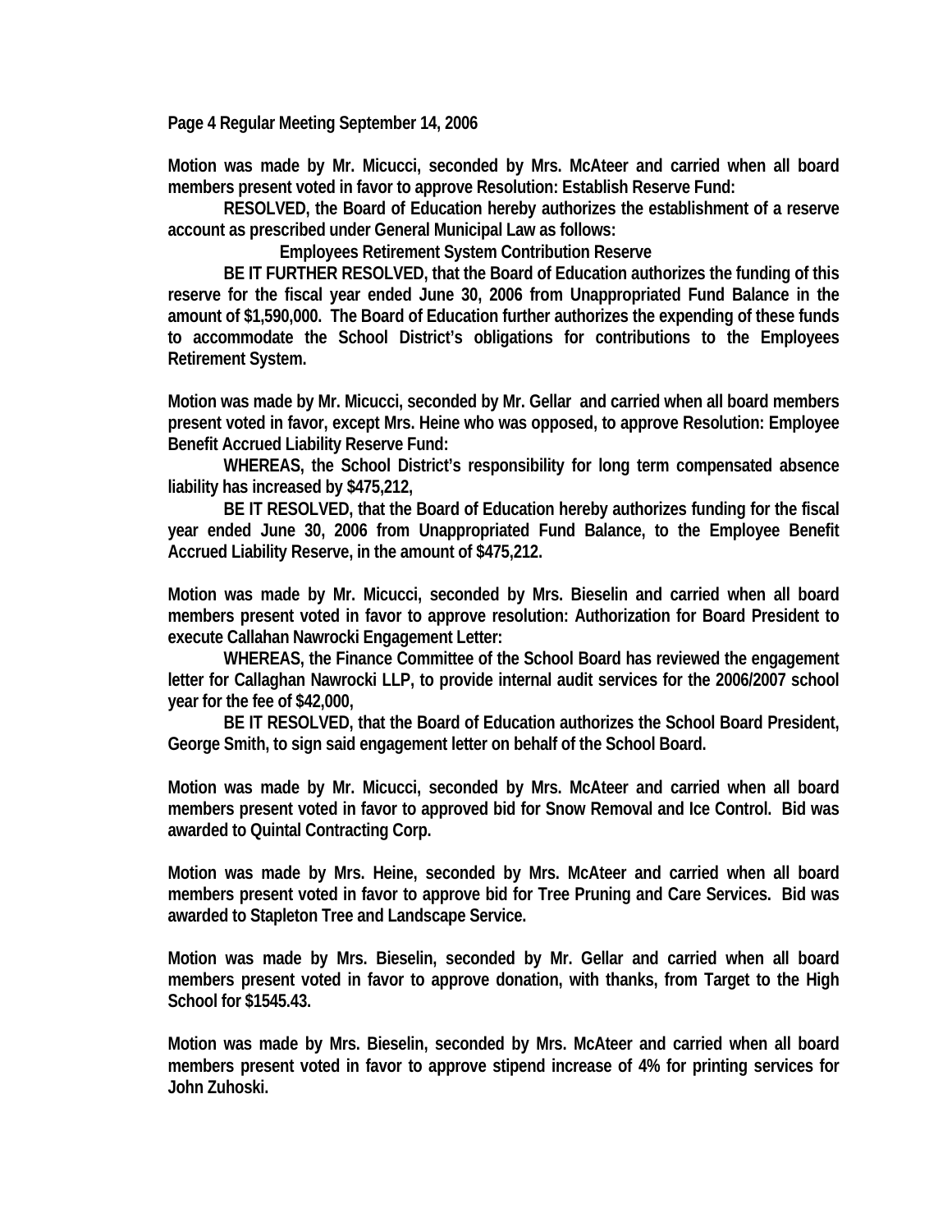**Motion was made by Mr. Micucci, seconded by Mrs. McAteer and carried when all board members present voted in favor to approve Resolution: Establish Reserve Fund:**

**RESOLVED, the Board of Education hereby authorizes the establishment of a reserve account as prescribed under General Municipal Law as follows:**

**Employees Retirement System Contribution Reserve**

**BE IT FURTHER RESOLVED, that the Board of Education authorizes the funding of this reserve for the fiscal year ended June 30, 2006 from Unappropriated Fund Balance in the amount of $1,590,000. The Board of Education further authorizes the expending of these funds to accommodate the School District's obligations for contributions to the Employees Retirement System.**

**Motion was made by Mr. Micucci, seconded by Mr. Gellar and carried when all board members present voted in favor, except Mrs. Heine who was opposed, to approve Resolution: Employee Benefit Accrued Liability Reserve Fund:**

**WHEREAS, the School District's responsibility for long term compensated absence liability has increased by $475,212,**

**BE IT RESOLVED, that the Board of Education hereby authorizes funding for the fiscal year ended June 30, 2006 from Unappropriated Fund Balance, to the Employee Benefit Accrued Liability Reserve, in the amount of $475,212.**

**Motion was made by Mr. Micucci, seconded by Mrs. Bieselin and carried when all board members present voted in favor to approve resolution: Authorization for Board President to execute Callahan Nawrocki Engagement Letter:**

**WHEREAS, the Finance Committee of the School Board has reviewed the engagement letter for Callaghan Nawrocki LLP, to provide internal audit services for the 2006/2007 school year for the fee of $42,000,**

**BE IT RESOLVED, that the Board of Education authorizes the School Board President, George Smith, to sign said engagement letter on behalf of the School Board.**

**Motion was made by Mr. Micucci, seconded by Mrs. McAteer and carried when all board members present voted in favor to approved bid for Snow Removal and Ice Control. Bid was awarded to Quintal Contracting Corp.**

**Motion was made by Mrs. Heine, seconded by Mrs. McAteer and carried when all board members present voted in favor to approve bid for Tree Pruning and Care Services. Bid was awarded to Stapleton Tree and Landscape Service.**

**Motion was made by Mrs. Bieselin, seconded by Mr. Gellar and carried when all board members present voted in favor to approve donation, with thanks, from Target to the High School for $1545.43.**

**Motion was made by Mrs. Bieselin, seconded by Mrs. McAteer and carried when all board members present voted in favor to approve stipend increase of 4% for printing services for John Zuhoski.**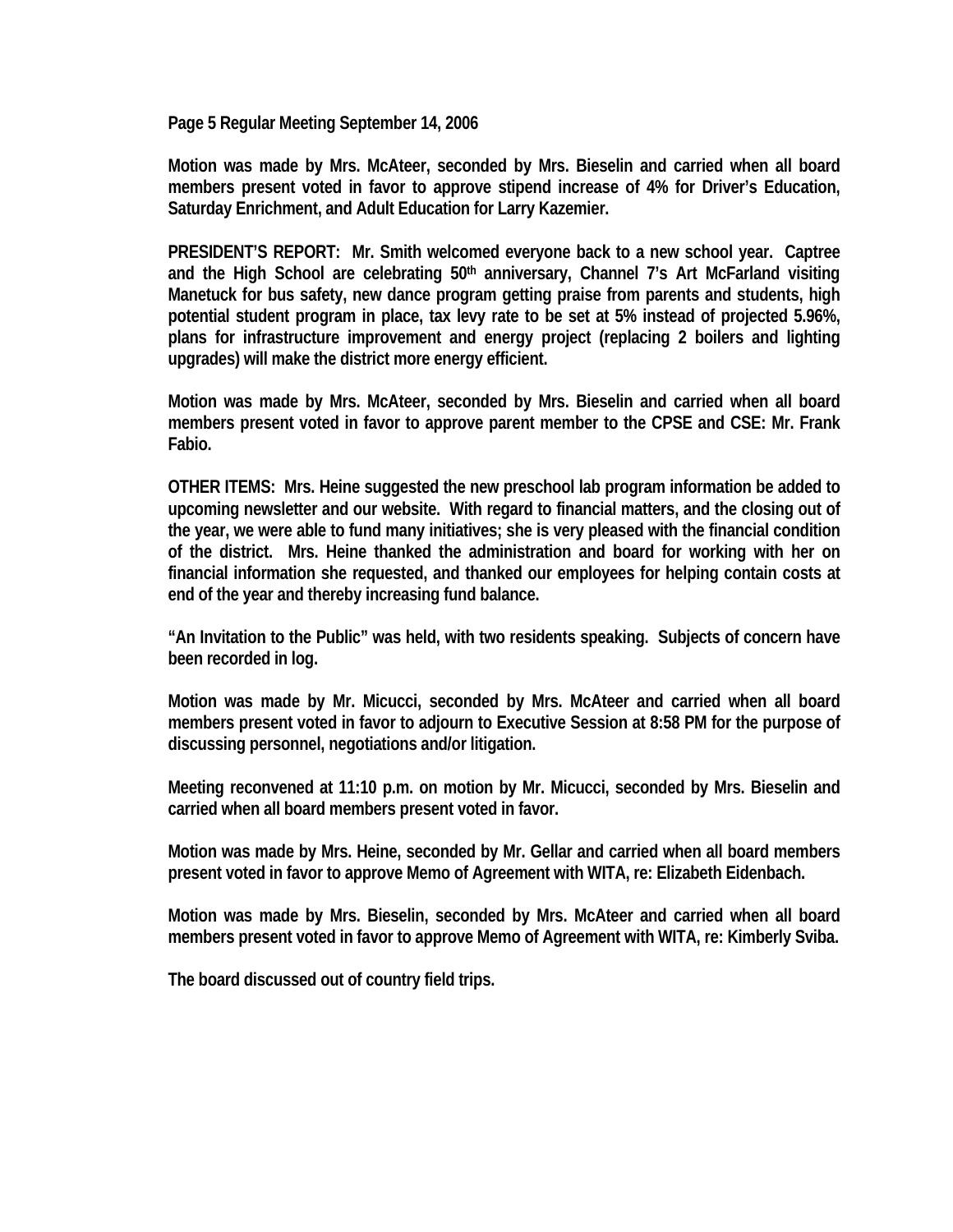Motion was made by Mrs. McAteer, seconded by Mrs. Bieselin and carried when all board members present voted in favor to approve stipend increase of 4% for Driver's Education, Saturday Enrichment, and Adult Education for Larry Kazemier.

PRESIDENT'S REPORT: Mr. Smith welcomed everyone back to a new school year. Captree and the High School are celebrating 50th anniversary, Channel 7's Art McFarland visiting Manetuck for bus safety, new dance program getting praise from parents and students, high potential student program in place, tax levy rate to be set at 5% instead of projected 5.96%, plans for infrastructure improvement and energy project (replacing 2 boilers and lighting upgrades) will make the district more energy efficient.

Motion was made by Mrs. McAteer, seconded by Mrs. Bieselin and carried when all board members present voted in favor to approve parent member to the CPSE and CSE: Mr. Frank Fabio.

OTHER ITEMS: Mrs. Heine suggested the new preschool lab program information be added to upcoming newsletter and our website. With regard to financial matters, and the closing out of the year, we were able to fund many initiatives; she is very pleased with the financial condition of the district. Mrs. Heine thanked the administration and board for working with her on financial information she requested, and thanked our employees for helping contain costs at end of the year and thereby increasing fund balance.

"An Invitation to the Public" was held, with two residents speaking. Subjects of concern have been recorded in log.

Motion was made by Mr. Micucci, seconded by Mrs. McAteer and carried when all board members present voted in favor to adjourn to Executive Session at 8:58 PM for the purpose of discussing personnel, negotiations and/or litigation.

Meeting reconvened at 11:10 p.m. on motion by Mr. Micucci, seconded by Mrs. Bieselin and carried when all board members present voted in favor.

Motion was made by Mrs. Heine, seconded by Mr. Gellar and carried when all board members present voted in favor to approve Memo of Agreement with WITA, re: Elizabeth Eidenbach.

Motion was made by Mrs. Bieselin, seconded by Mrs. McAteer and carried when all board members present voted in favor to approve Memo of Agreement with WITA, re: Kimberly Sviba.

The board discussed out of country field trips.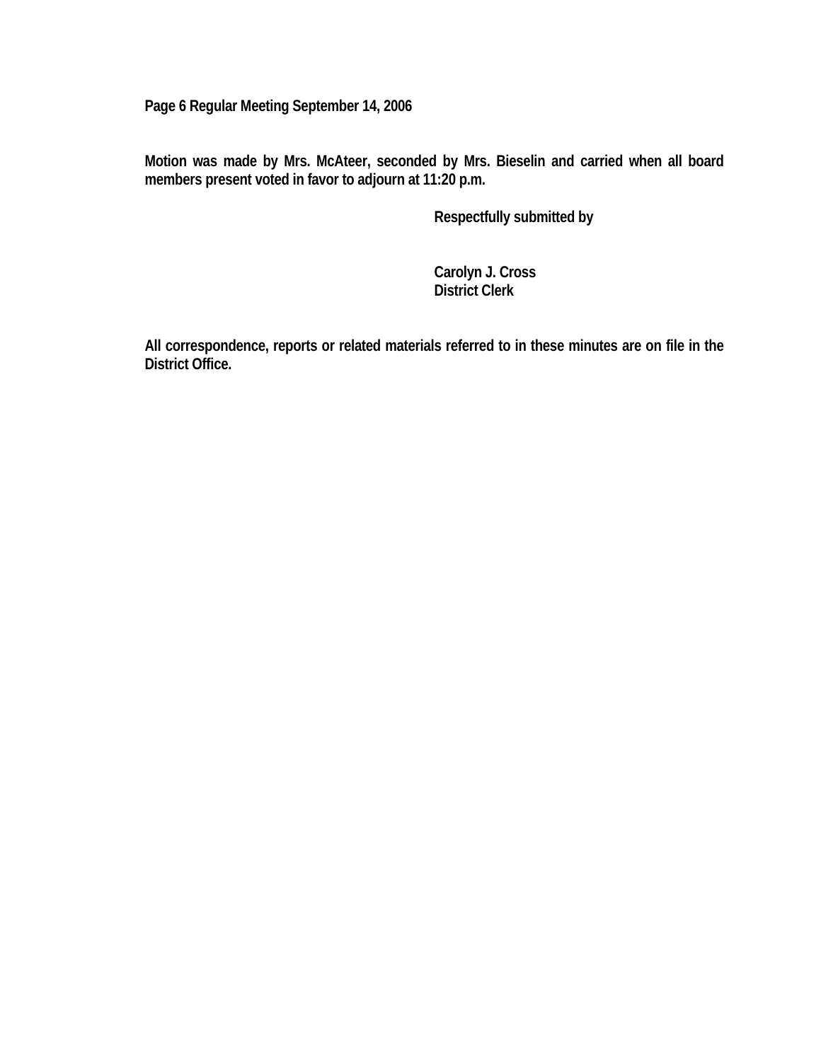**Motion was made by Mrs. McAteer, seconded by Mrs. Bieselin and carried when all board members present voted in favor to adjourn at 11:20 p.m.**

**Respectfully submitted by**

**Carolyn J. Cross**
**District Clerk**

**All correspondence, reports or related materials referred to in these minutes are on file in the District Office.**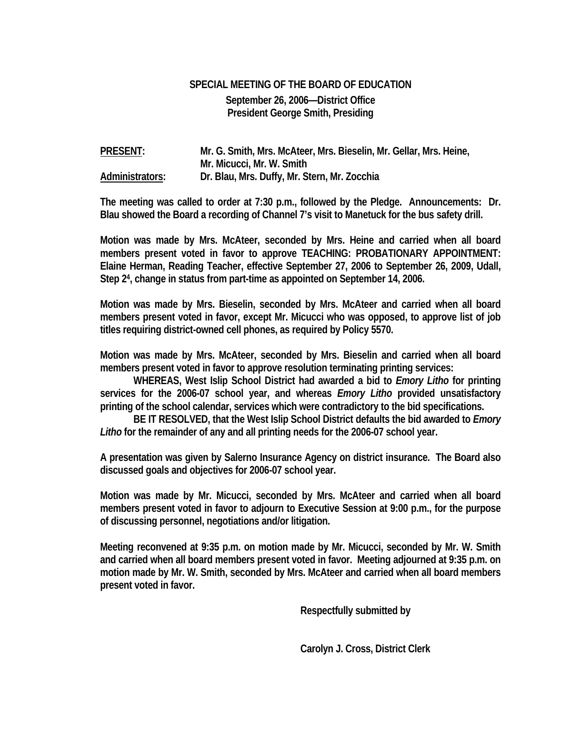**SPECIAL MEETING OF THE BOARD OF EDUCATION**

**September 26, 2006—District Office**
**President George Smith, Presiding**

| | |
|---|---|
| **PRESENT:** | **Mr. G. Smith, Mrs. McAteer, Mrs. Bieselin, Mr. Gellar, Mrs. Heine, Mr. Micucci, Mr. W. Smith** |
| **Administrators:** | **Dr. Blau, Mrs. Duffy, Mr. Stern, Mr. Zocchia** |

**The meeting was called to order at 7:30 p.m., followed by the Pledge. Announcements: Dr. Blau showed the Board a recording of Channel 7's visit to Manetuck for the bus safety drill.**

**Motion was made by Mrs. McAteer, seconded by Mrs. Heine and carried when all board members present voted in favor to approve TEACHING: PROBATIONARY APPOINTMENT: Elaine Herman, Reading Teacher, effective September 27, 2006 to September 26, 2009, Udall, Step 2[4], change in status from part-time as appointed on September 14, 2006.**

**Motion was made by Mrs. Bieselin, seconded by Mrs. McAteer and carried when all board members present voted in favor, except Mr. Micucci who was opposed, to approve list of job titles requiring district-owned cell phones, as required by Policy 5570.**

**Motion was made by Mrs. McAteer, seconded by Mrs. Bieselin and carried when all board members present voted in favor to approve resolution terminating printing services:**

**WHEREAS, West Islip School District had awarded a bid to *Emory Litho* for printing services for the 2006-07 school year, and whereas *Emory Litho* provided unsatisfactory printing of the school calendar, services which were contradictory to the bid specifications.**

**BE IT RESOLVED, that the West Islip School District defaults the bid awarded to *Emory Litho* for the remainder of any and all printing needs for the 2006-07 school year.**

**A presentation was given by Salerno Insurance Agency on district insurance. The Board also discussed goals and objectives for 2006-07 school year.**

**Motion was made by Mr. Micucci, seconded by Mrs. McAteer and carried when all board members present voted in favor to adjourn to Executive Session at 9:00 p.m., for the purpose of discussing personnel, negotiations and/or litigation.**

**Meeting reconvened at 9:35 p.m. on motion made by Mr. Micucci, seconded by Mr. W. Smith and carried when all board members present voted in favor. Meeting adjourned at 9:35 p.m. on motion made by Mr. W. Smith, seconded by Mrs. McAteer and carried when all board members present voted in favor.**

**Respectfully submitted by**

**Carolyn J. Cross, District Clerk**